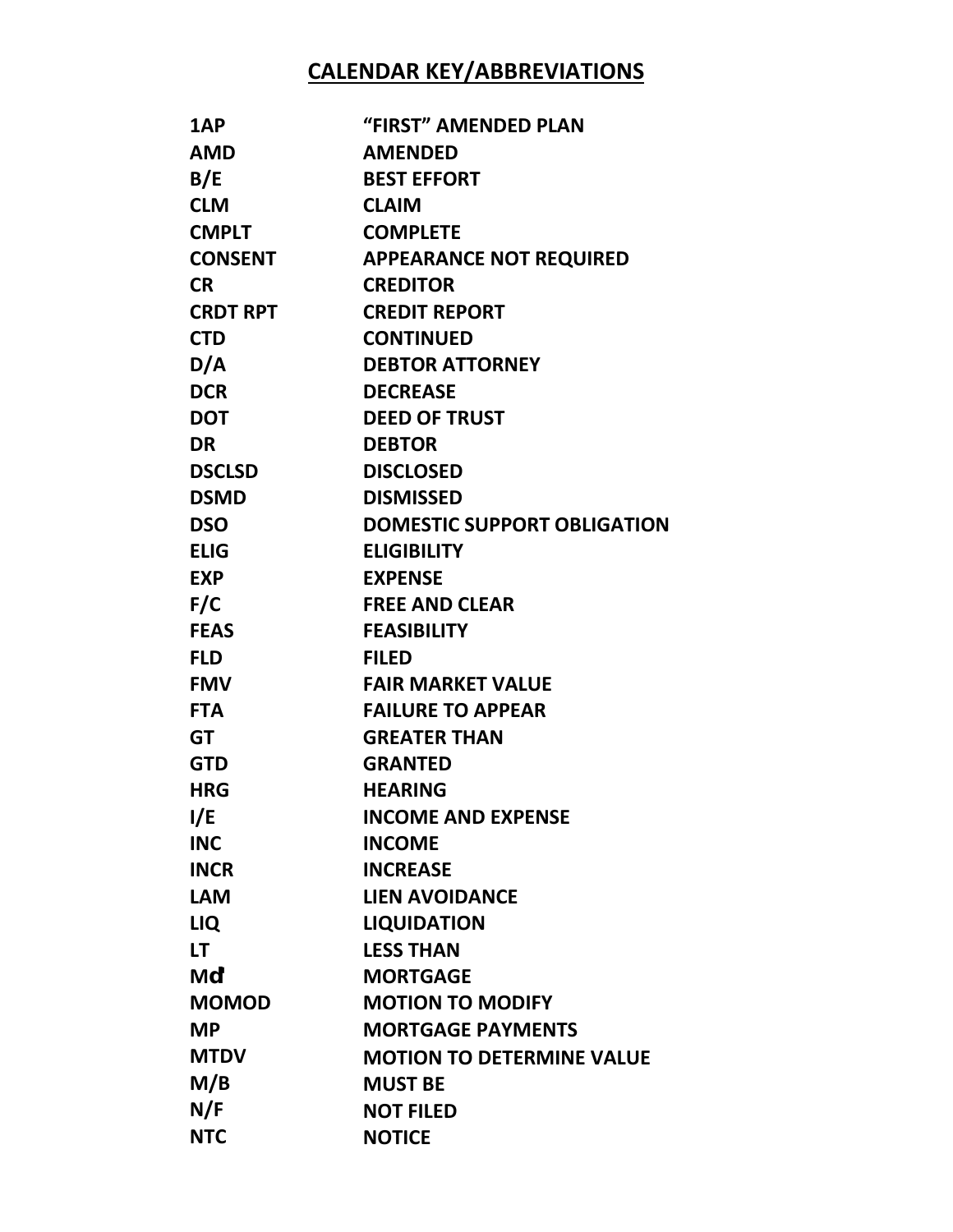# CALENDAR KEY/ABBREVIATIONS

| | |
|---|---|
| **1AP** | **"FIRST" AMENDED PLAN** |
| **AMD** | **AMENDED** |
| **B/E** | **BEST EFFORT** |
| **CLM** | **CLAIM** |
| **CMPLT** | **COMPLETE** |
| **CONSENT** | **APPEARANCE NOT REQUIRED** |
| **CR** | **CREDITOR** |
| **CRDT RPT** | **CREDIT REPORT** |
| **CTD** | **CONTINUED** |
| **D/A** | **DEBTOR ATTORNEY** |
| **DCR** | **DECREASE** |
| **DOT** | **DEED OF TRUST** |
| **DR** | **DEBTOR** |
| **DSCLSD** | **DISCLOSED** |
| **DSMD** | **DISMISSED** |
| **DSO** | **DOMESTIC SUPPORT OBLIGATION** |
| **ELIG** | **ELIGIBILITY** |
| **EXP** | **EXPENSE** |
| **F/C** | **FREE AND CLEAR** |
| **FEAS** | **FEASIBILITY** |
| **FLD** | **FILED** |
| **FMV** | **FAIR MARKET VALUE** |
| **FTA** | **FAILURE TO APPEAR** |
| **GT** | **GREATER THAN** |
| **GTD** | **GRANTED** |
| **HRG** | **HEARING** |
| **I/E** | **INCOME AND EXPENSE** |
| **INC** | **INCOME** |
| **INCR** | **INCREASE** |
| **LAM** | **LIEN AVOIDANCE** |
| **LIQ** | **LIQUIDATION** |
| **LT** | **LESS THAN** |
| **Mď** | **MORTGAGE** |
| **MOMOD** | **MOTION TO MODIFY** |
| **MP** | **MORTGAGE PAYMENTS** |
| **MTDV** | **MOTION TO DETERMINE VALUE** |
| **M/B** | **MUST BE** |
| **N/F** | **NOT FILED** |
| **NTC** | **NOTICE** |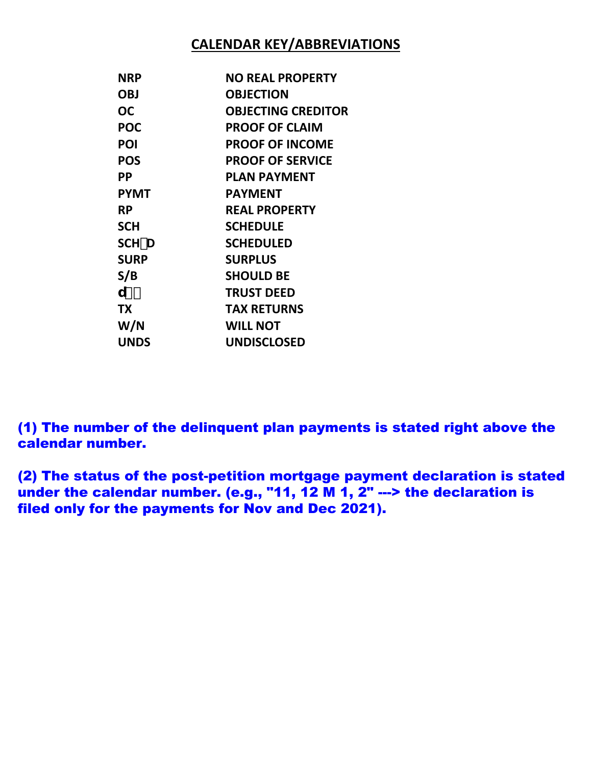## CALENDAR KEY/ABBREVIATIONS

| | |
|---|---|
| NRP | NO REAL PROPERTY |
| OBJ | OBJECTION |
| OC | OBJECTING CREDITOR |
| POC | PROOF OF CLAIM |
| POI | PROOF OF INCOME |
| POS | PROOF OF SERVICE |
| PP | PLAN PAYMENT |
| PYMT | PAYMENT |
| RP | REAL PROPERTY |
| SCH | SCHEDULE |
| SCH□D | SCHEDULED |
| SURP | SURPLUS |
| S/B | SHOULD BE |
| d□□ | TRUST DEED |
| TX | TAX RETURNS |
| W/N | WILL NOT |
| UNDS | UNDISCLOSED |

**(1) The number of the delinquent plan payments is stated right above the calendar number.**

**(2) The status of the post-petition mortgage payment declaration is stated under the calendar number. (e.g., "11, 12 M 1, 2" ---> the declaration is filed only for the payments for Nov and Dec 2021).**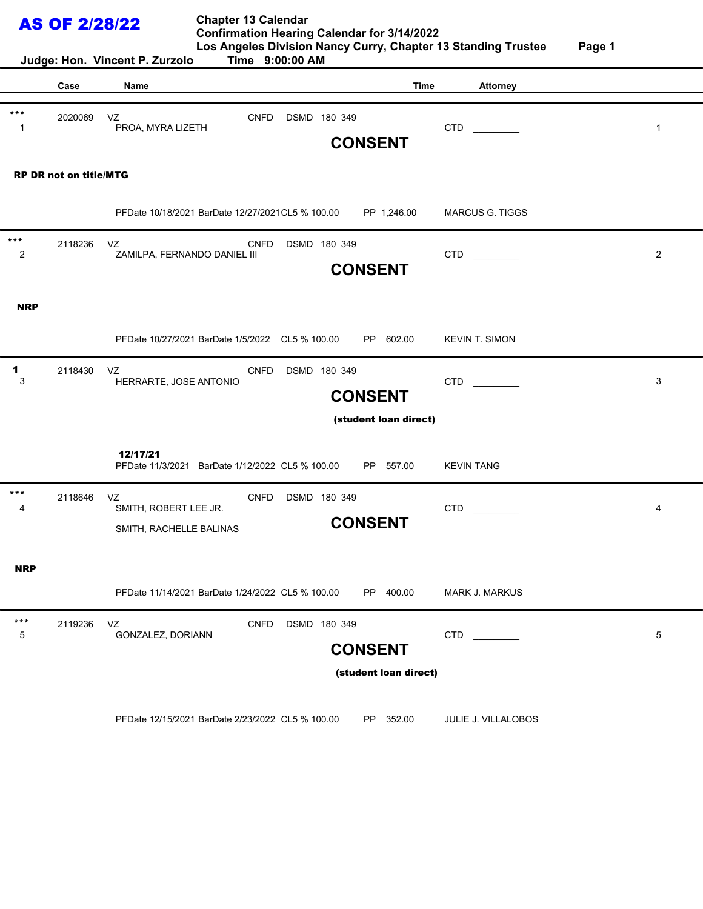**AS OF 2/28/22**

**Chapter 13 Calendar**
**Confirmation Hearing Calendar for 3/14/2022**
**Los Angeles Division Nancy Curry, Chapter 13 Standing Trustee**

**Judge: Hon. Vincent P. Zurzolo** **Time 9:00:00 AM**

| | Case | Name | Time | Attorney | |
|---|---|---|---|---|---|
| *** 1 | 2020069 | VZ PROA, MYRA LIZETH CNFD DSMD 180 349 **CONSENT** | | CTD ________ | 1 |
| **RP DR not on title/MTG** | | PFDate 10/18/2021 BarDate 12/27/2021 CL5 % 100.00 | PP 1,246.00 | MARCUS G. TIGGS | |
| *** 2 | 2118236 | VZ ZAMILPA, FERNANDO DANIEL III CNFD DSMD 180 349 **CONSENT** | | CTD ________ | 2 |
| **NRP** | | PFDate 10/27/2021 BarDate 1/5/2022 CL5 % 100.00 | PP 602.00 | KEVIN T. SIMON | |
| **1** 3 | 2118430 | VZ HERRARTE, JOSE ANTONIO CNFD DSMD 180 349 **CONSENT** **(student loan direct)** | | CTD ________ | 3 |
| | | **12/17/21** PFDate 11/3/2021 BarDate 1/12/2022 CL5 % 100.00 | PP 557.00 | KEVIN TANG | |
| *** 4 | 2118646 | VZ SMITH, ROBERT LEE JR. SMITH, RACHELLE BALINAS CNFD DSMD 180 349 **CONSENT** | | CTD ________ | 4 |
| **NRP** | | PFDate 11/14/2021 BarDate 1/24/2022 CL5 % 100.00 | PP 400.00 | MARK J. MARKUS | |
| *** 5 | 2119236 | VZ GONZALEZ, DORIANN CNFD DSMD 180 349 **CONSENT** **(student loan direct)** | | CTD ________ | 5 |
| | | PFDate 12/15/2021 BarDate 2/23/2022 CL5 % 100.00 | PP 352.00 | JULIE J. VILLALOBOS | |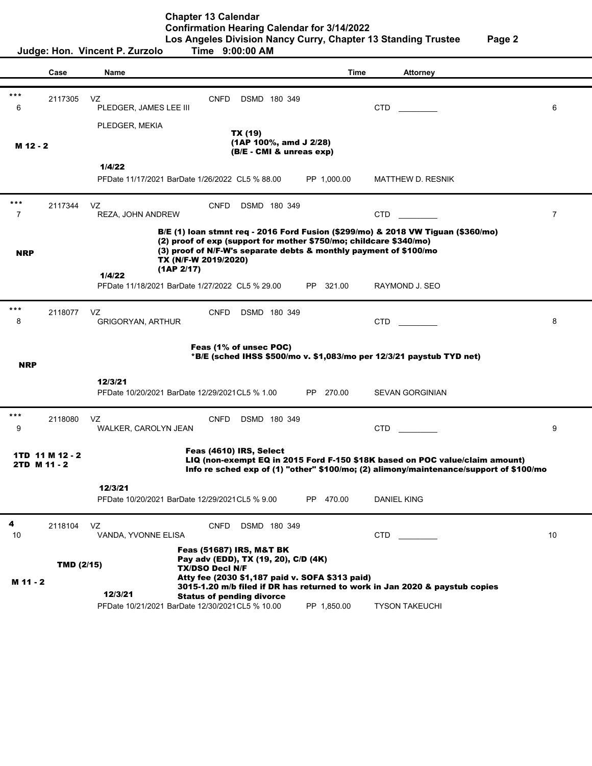# Chapter 13 Calendar

## Confirmation Hearing Calendar for 3/14/2022

### Los Angeles Division Nancy Curry, Chapter 13 Standing Trustee

**Judge: Hon. Vincent P. Zurzolo** **Time 9:00:00 AM**

| | Case | Name | Time | Attorney | |
|---|---|---|---|---|---|
| *** 6<br>M 12 - 2 | 2117305 | VZ CNFD DSMD 180 349<br>PLEDGER, JAMES LEE III<br>PLEDGER, MEKIA<br>**TX (19)**<br>**(1AP 100%, amd J 2/28)**<br>**(B/E - CMI & unreas exp)**<br>**1/4/22**<br>PFDate 11/17/2021 BarDate 1/26/2022 CL5 % 88.00 | PP 1,000.00 | CTD ________<br>MATTHEW D. RESNIK | 6 |
| *** 7<br>NRP | 2117344 | VZ CNFD DSMD 180 349<br>REZA, JOHN ANDREW<br>**B/E (1) loan stmnt req - 2016 Ford Fusion ($299/mo) & 2018 VW Tiguan ($360/mo)**<br>**(2) proof of exp (support for mother $750/mo; childcare $340/mo)**<br>**(3) proof of N/F-W's separate debts & monthly payment of $100/mo**<br>**TX (N/F-W 2019/2020)**<br>**(1AP 2/17)**<br>**1/4/22**<br>PFDate 11/18/2021 BarDate 1/27/2022 CL5 % 29.00 | PP 321.00 | CTD ________<br>RAYMOND J. SEO | 7 |
| *** 8<br>NRP | 2118077 | VZ CNFD DSMD 180 349<br>GRIGORYAN, ARTHUR<br>**Feas (1% of unsec POC)**<br>***B/E (sched IHSS $500/mo v. $1,083/mo per 12/3/21 paystub TYD net)**<br>**12/3/21**<br>PFDate 10/20/2021 BarDate 12/29/2021 CL5 % 1.00 | PP 270.00 | CTD ________<br>SEVAN GORGINIAN | 8 |
| *** 9<br>1TD 11 M 12 - 2<br>2TD M 11 - 2 | 2118080 | VZ CNFD DSMD 180 349<br>WALKER, CAROLYN JEAN<br>**Feas (4610) IRS, Select**<br>**LIQ (non-exempt EQ in 2015 Ford F-150 $18K based on POC value/claim amount)**<br>**Info re sched exp of (1) "other" $100/mo; (2) alimony/maintenance/support of $100/mo**<br>**12/3/21**<br>PFDate 10/20/2021 BarDate 12/29/2021 CL5 % 9.00 | PP 470.00 | CTD ________<br>DANIEL KING | 9 |
| **4** 10<br>**TMD (2/15)**<br>**M 11 - 2** | 2118104 | VZ CNFD DSMD 180 349<br>VANDA, YVONNE ELISA<br>**Feas (51687) IRS, M&T BK**<br>**Pay adv (EDD), TX (19, 20), C/D (4K)**<br>**TX/DSO Decl N/F**<br>**Atty fee (2030 $1,187 paid v. SOFA $313 paid)**<br>**3015-1.20 m/b filed if DR has returned to work in Jan 2020 & paystub copies**<br>**Status of pending divorce**<br>**12/3/21**<br>PFDate 10/21/2021 BarDate 12/30/2021 CL5 % 10.00 | PP 1,850.00 | CTD ________<br>TYSON TAKEUCHI | 10 |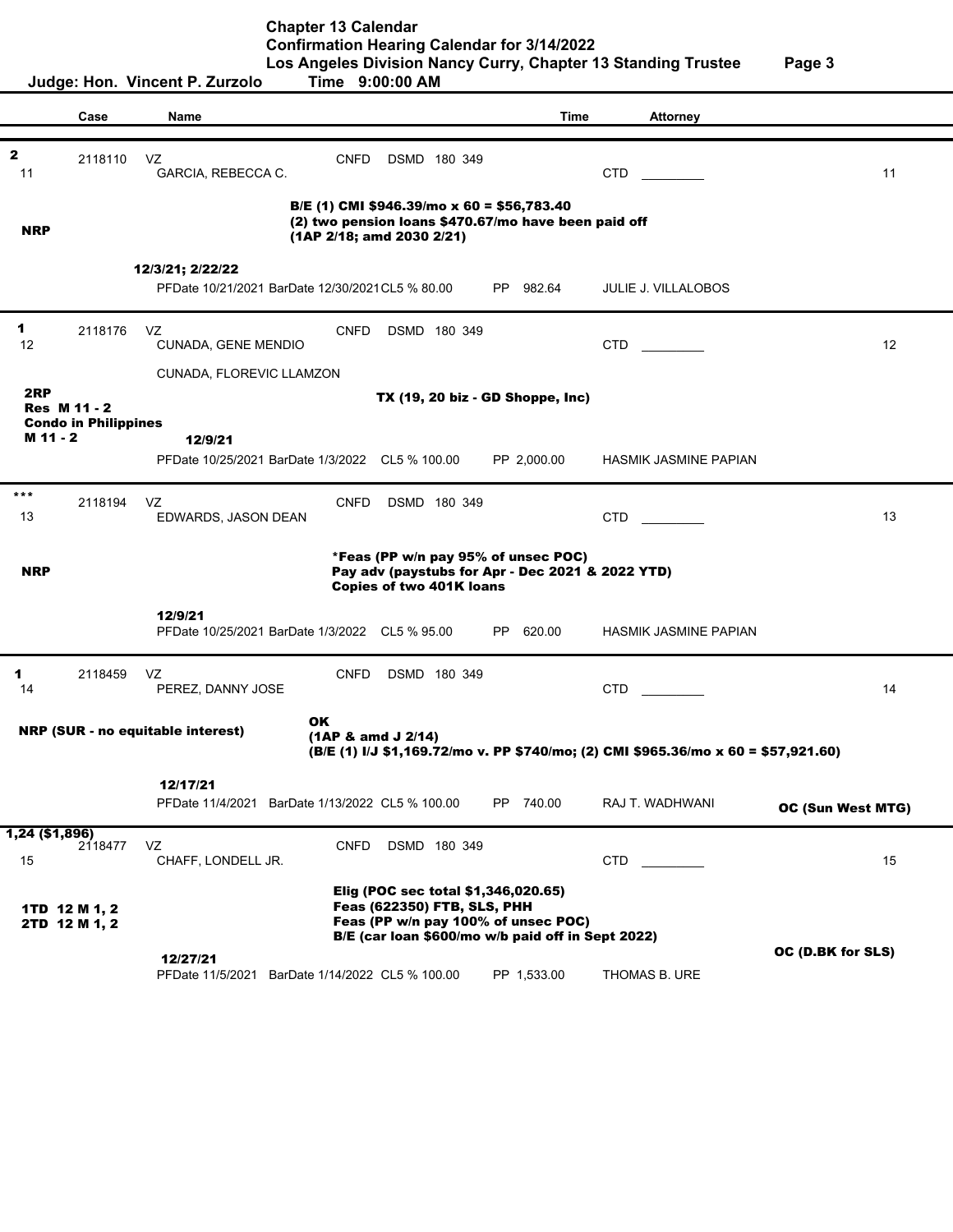**Chapter 13 Calendar**
**Confirmation Hearing Calendar for 3/14/2022**
**Los Angeles Division Nancy Curry, Chapter 13 Standing Trustee**

**Judge: Hon. Vincent P. Zurzolo** **Time 9:00:00 AM**

| | Case | Name | | Time | Attorney | |
|---|---|---|---|---|---|---|
| **2** 11 | 2118110 | VZ GARCIA, REBECCA C. | CNFD DSMD 180 349 | | CTD ________ | 11 |
| **NRP** | | | **B/E (1) CMI $946.39/mo x 60 = $56,783.40** **(2) two pension loans $470.67/mo have been paid off** **(1AP 2/18; amd 2030 2/21)** | | | |
| | | **12/3/21; 2/22/22** PFDate 10/21/2021 BarDate 12/30/2021 | CL5 % 80.00 | PP 982.64 | JULIE J. VILLALOBOS | |
| **1** 12 | 2118176 | VZ CUNADA, GENE MENDIO CUNADA, FLOREVIC LLAMZON | CNFD DSMD 180 349 | | CTD ________ | 12 |
| **2RP** **Res M 11 - 2** **Condo in Philippines** **M 11 - 2** | | | **TX (19, 20 biz - GD Shoppe, Inc)** | | | |
| | | **12/9/21** PFDate 10/25/2021 BarDate 1/3/2022 | CL5 % 100.00 | PP 2,000.00 | HASMIK JASMINE PAPIAN | |
| ***** 13 | 2118194 | VZ EDWARDS, JASON DEAN | CNFD DSMD 180 349 | | CTD ________ | 13 |
| **NRP** | | | ***Feas (PP w/n pay 95% of unsec POC)** **Pay adv (paystubs for Apr - Dec 2021 & 2022 YTD)** **Copies of two 401K loans** | | | |
| | | **12/9/21** PFDate 10/25/2021 BarDate 1/3/2022 | CL5 % 95.00 | PP 620.00 | HASMIK JASMINE PAPIAN | |
| **1** 14 | 2118459 | VZ PEREZ, DANNY JOSE | CNFD DSMD 180 349 | | CTD ________ | 14 |
| **NRP (SUR - no equitable interest)** | | | **OK** **(1AP & amd J 2/14)** **(B/E (1) I/J $1,169.72/mo v. PP $740/mo; (2) CMI $965.36/mo x 60 = $57,921.60)** | | | |
| | | **12/17/21** PFDate 11/4/2021 BarDate 1/13/2022 | CL5 % 100.00 | PP 740.00 | RAJ T. WADHWANI | **OC (Sun West MTG)** |
| **1,24 ($1,896)** 15 | 2118477 | VZ CHAFF, LONDELL JR. | CNFD DSMD 180 349 | | CTD ________ | 15 |
| **1TD 12 M 1, 2** **2TD 12 M 1, 2** | | | **Elig (POC sec total $1,346,020.65)** **Feas (622350) FTB, SLS, PHH** **Feas (PP w/n pay 100% of unsec POC)** **B/E (car loan $600/mo w/b paid off in Sept 2022)** | | | **OC (D.BK for SLS)** |
| | | **12/27/21** PFDate 11/5/2021 BarDate 1/14/2022 | CL5 % 100.00 | PP 1,533.00 | THOMAS B. URE | |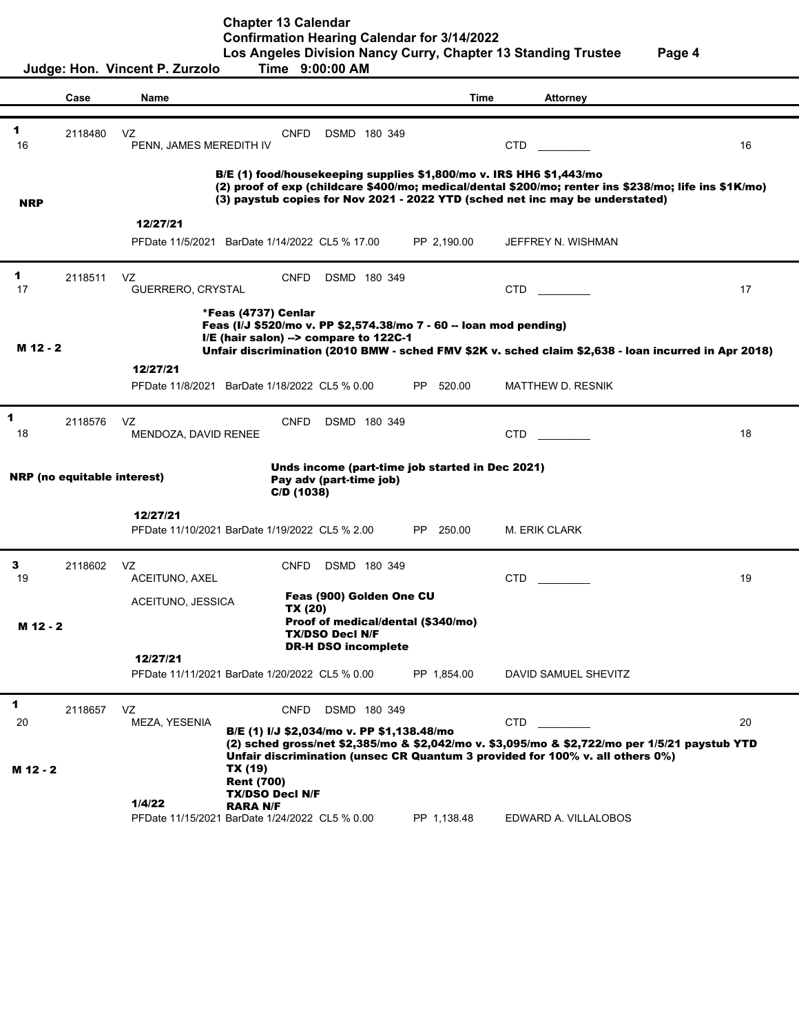# Chapter 13 Calendar

## Confirmation Hearing Calendar for 3/14/2022

**Los Angeles Division Nancy Curry, Chapter 13 Standing Trustee**

**Judge: Hon. Vincent P. Zurzolo** **Time 9:00:00 AM**

| | Case | Name | | Time | Attorney | |
|---|---|---|---|---|---|---|

---

**1**
16 — 2118480 — VZ — PENN, JAMES MEREDITH IV — CNFD DSMD 180 349 — CTD ________ — 16

**B/E (1) food/housekeeping supplies $1,800/mo v. IRS HH6 $1,443/mo**
**(2) proof of exp (childcare $400/mo; medical/dental $200/mo; renter ins $238/mo; life ins $1K/mo)**
**(3) paystub copies for Nov 2021 - 2022 YTD (sched net inc may be understated)**

**NRP**

**12/27/21**

PFDate 11/5/2021 BarDate 1/14/2022 CL5 % 17.00 PP 2,190.00 JEFFREY N. WISHMAN

---

**1**
17 — 2118511 — VZ — GUERRERO, CRYSTAL — CNFD DSMD 180 349 — CTD ________ — 17

**\*Feas (4737) Cenlar**
**Feas (I/J $520/mo v. PP $2,574.38/mo 7 - 60 -- loan mod pending)**
**I/E (hair salon) --> compare to 122C-1**
**Unfair discrimination (2010 BMW - sched FMV $2K v. sched claim $2,638 - loan incurred in Apr 2018)**

**M 12 - 2**

**12/27/21**

PFDate 11/8/2021 BarDate 1/18/2022 CL5 % 0.00 PP 520.00 MATTHEW D. RESNIK

---

**1**
18 — 2118576 — VZ — MENDOZA, DAVID RENEE — CNFD DSMD 180 349 — CTD ________ — 18

**Unds income (part-time job started in Dec 2021)**
**Pay adv (part-time job)**
**C/D (1038)**

**NRP (no equitable interest)**

**12/27/21**

PFDate 11/10/2021 BarDate 1/19/2022 CL5 % 2.00 PP 250.00 M. ERIK CLARK

---

**3**
19 — 2118602 — VZ — ACEITUNO, AXEL / ACEITUNO, JESSICA — CNFD DSMD 180 349 — CTD ________ — 19

**Feas (900) Golden One CU**
**TX (20)**
**Proof of medical/dental ($340/mo)**
**TX/DSO Decl N/F**
**DR-H DSO incomplete**

**M 12 - 2**

**12/27/21**

PFDate 11/11/2021 BarDate 1/20/2022 CL5 % 0.00 PP 1,854.00 DAVID SAMUEL SHEVITZ

---

**1**
20 — 2118657 — VZ — MEZA, YESENIA — CNFD DSMD 180 349 — CTD ________ — 20

**B/E (1) I/J $2,034/mo v. PP $1,138.48/mo**
**(2) sched gross/net $2,385/mo & $2,042/mo v. $3,095/mo & $2,722/mo per 1/5/21 paystub YTD**
**Unfair discrimination (unsec CR Quantum 3 provided for 100% v. all others 0%)**
**TX (19)**
**Rent (700)**
**TX/DSO Decl N/F**
**RARA N/F**

**M 12 - 2**

**1/4/22**

PFDate 11/15/2021 BarDate 1/24/2022 CL5 % 0.00 PP 1,138.48 EDWARD A. VILLALOBOS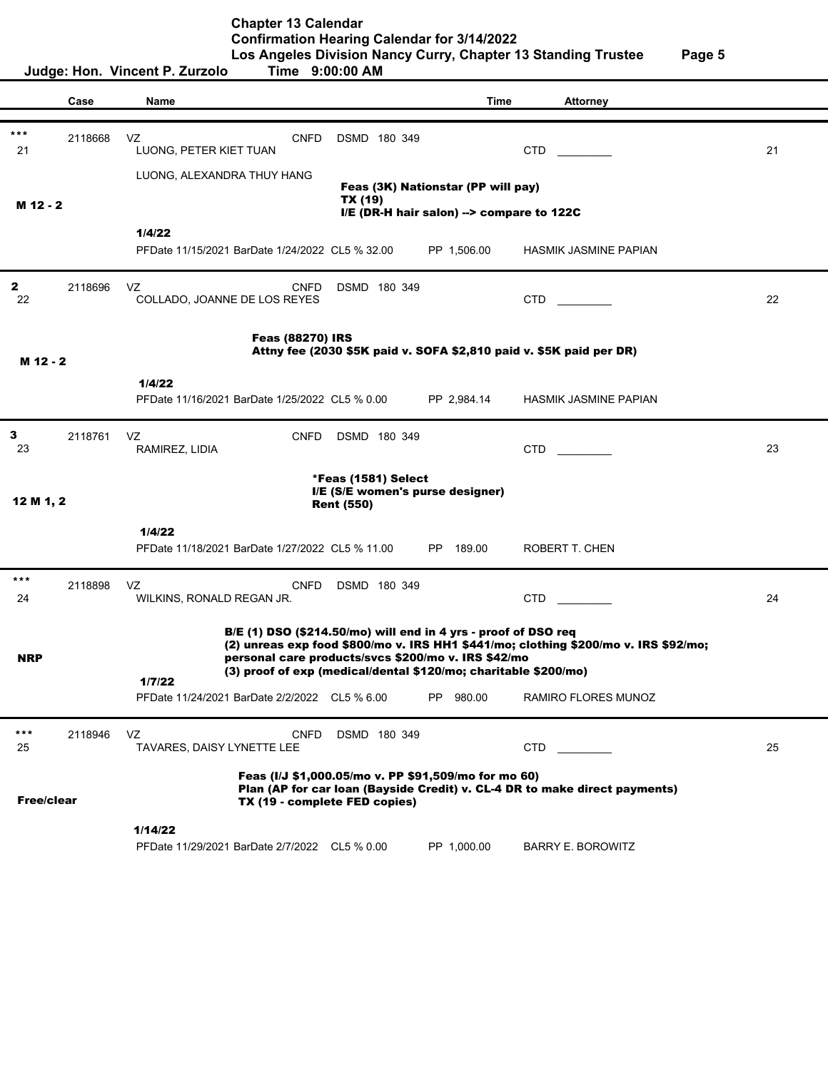# Chapter 13 Calendar

## Confirmation Hearing Calendar for 3/14/2022

## Los Angeles Division Nancy Curry, Chapter 13 Standing Trustee

**Judge: Hon. Vincent P. Zurzolo    Time 9:00:00 AM**

| | Case | Name | Time | Attorney | |
|---|---|---|---|---|---|
| *** 21 | 2118668 | VZ CNFD DSMD 180 349 LUONG, PETER KIET TUAN | | CTD _________ | 21 |
| | | LUONG, ALEXANDRA THUY HANG | | | |
| M 12 - 2 | | **Feas (3K) Nationstar (PP will pay)** **TX (19)** **I/E (DR-H hair salon) --> compare to 122C** | | | |
| | | **1/4/22** | | | |
| | | PFDate 11/15/2021 BarDate 1/24/2022 CL5 % 32.00 | PP 1,506.00 | HASMIK JASMINE PAPIAN | |
| **2** 22 | 2118696 | VZ CNFD DSMD 180 349 COLLADO, JOANNE DE LOS REYES | | CTD _________ | 22 |
| M 12 - 2 | | **Feas (88270) IRS** **Attny fee (2030 $5K paid v. SOFA $2,810 paid v. $5K paid per DR)** | | | |
| | | **1/4/22** | | | |
| | | PFDate 11/16/2021 BarDate 1/25/2022 CL5 % 0.00 | PP 2,984.14 | HASMIK JASMINE PAPIAN | |
| **3** 23 | 2118761 | VZ CNFD DSMD 180 349 RAMIREZ, LIDIA | | CTD _________ | 23 |
| 12 M 1, 2 | | **\*Feas (1581) Select** **I/E (S/E women's purse designer)** **Rent (550)** | | | |
| | | **1/4/22** | | | |
| | | PFDate 11/18/2021 BarDate 1/27/2022 CL5 % 11.00 | PP 189.00 | ROBERT T. CHEN | |
| *** 24 | 2118898 | VZ CNFD DSMD 180 349 WILKINS, RONALD REGAN JR. | | CTD _________ | 24 |
| NRP | | **B/E (1) DSO ($214.50/mo) will end in 4 yrs - proof of DSO req** **(2) unreas exp food $800/mo v. IRS HH1 $441/mo; clothing $200/mo v. IRS $92/mo; personal care products/svcs $200/mo v. IRS $42/mo** **(3) proof of exp (medical/dental $120/mo; charitable $200/mo)** | | | |
| | | **1/7/22** | | | |
| | | PFDate 11/24/2021 BarDate 2/2/2022 CL5 % 6.00 | PP 980.00 | RAMIRO FLORES MUNOZ | |
| *** 25 | 2118946 | VZ CNFD DSMD 180 349 TAVARES, DAISY LYNETTE LEE | | CTD _________ | 25 |
| Free/clear | | **Feas (I/J $1,000.05/mo v. PP $91,509/mo for mo 60)** **Plan (AP for car loan (Bayside Credit) v. CL-4 DR to make direct payments)** **TX (19 - complete FED copies)** | | | |
| | | **1/14/22** | | | |
| | | PFDate 11/29/2021 BarDate 2/7/2022 CL5 % 0.00 | PP 1,000.00 | BARRY E. BOROWITZ | |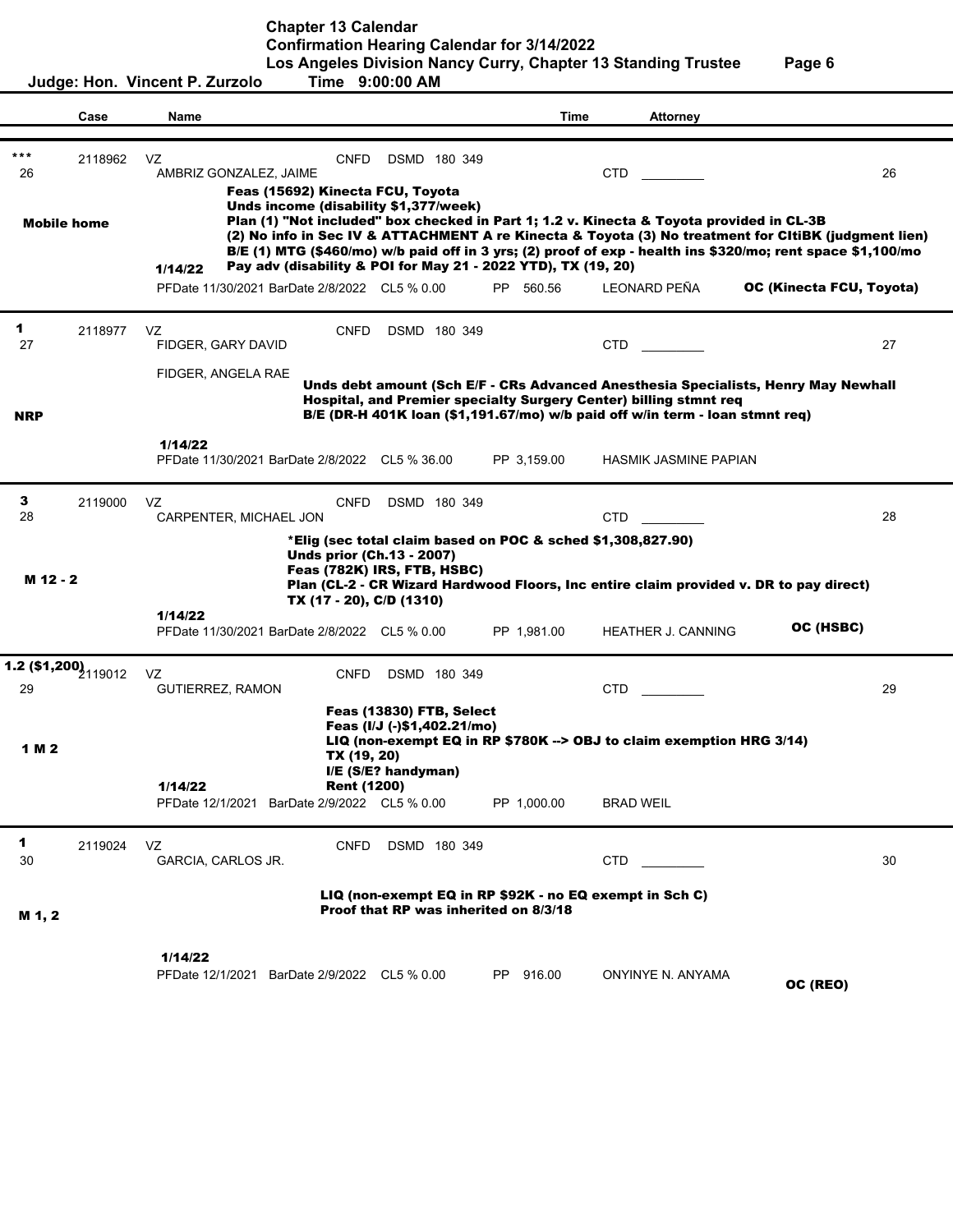**Chapter 13 Calendar**
**Confirmation Hearing Calendar for 3/14/2022**
**Los Angeles Division Nancy Curry, Chapter 13 Standing Trustee**

**Judge: Hon. Vincent P. Zurzolo** **Time 9:00:00 AM**

| | Case | Name | | Time | Attorney | |
|---|---|---|---|---|---|---|
| ***<br>26<br>**Mobile home** | 2118962 | VZ CNFD DSMD 180 349<br>AMBRIZ GONZALEZ, JAIME<br>**1/14/22**<br>PFDate 11/30/2021 BarDate 2/8/2022 CL5 % 0.00 PP 560.56 | **Feas (15692) Kinecta FCU, Toyota**<br>**Unds income (disability $1,377/week)**<br>**Plan (1) "Not included" box checked in Part 1; 1.2 v. Kinecta & Toyota provided in CL-3B**<br>**(2) No info in Sec IV & ATTACHMENT A re Kinecta & Toyota (3) No treatment for CItiBK (judgment lien)**<br>**B/E (1) MTG ($460/mo) w/b paid off in 3 yrs; (2) proof of exp - health ins $320/mo; rent space $1,100/mo**<br>**Pay adv (disability & POI for May 21 - 2022 YTD), TX (19, 20)** | | CTD ________<br>LEONARD PEÑA | 26<br>**OC (Kinecta FCU, Toyota)** |
| **1**<br>27<br>**NRP** | 2118977 | VZ CNFD DSMD 180 349<br>FIDGER, GARY DAVID<br>FIDGER, ANGELA RAE<br>**1/14/22**<br>PFDate 11/30/2021 BarDate 2/8/2022 CL5 % 36.00 PP 3,159.00 | **Unds debt amount (Sch E/F - CRs Advanced Anesthesia Specialists, Henry May Newhall Hospital, and Premier specialty Surgery Center) billing stmnt req**<br>**B/E (DR-H 401K loan ($1,191.67/mo) w/b paid off w/in term - loan stmnt req)** | | CTD ________<br>HASMIK JASMINE PAPIAN | 27 |
| **3**<br>28<br>**M 12 - 2** | 2119000 | VZ CNFD DSMD 180 349<br>CARPENTER, MICHAEL JON<br>**1/14/22**<br>PFDate 11/30/2021 BarDate 2/8/2022 CL5 % 0.00 PP 1,981.00 | ***Elig (sec total claim based on POC & sched $1,308,827.90)**<br>**Unds prior (Ch.13 - 2007)**<br>**Feas (782K) IRS, FTB, HSBC)**<br>**Plan (CL-2 - CR Wizard Hardwood Floors, Inc entire claim provided v. DR to pay direct)**<br>**TX (17 - 20), C/D (1310)** | | CTD ________<br>HEATHER J. CANNING | 28<br>**OC (HSBC)** |
| **1.2 ($1,200)**<br>29<br>**1 M 2** | 2119012 | VZ CNFD DSMD 180 349<br>GUTIERREZ, RAMON<br>**1/14/22**<br>PFDate 12/1/2021 BarDate 2/9/2022 CL5 % 0.00 PP 1,000.00 | **Feas (13830) FTB, Select**<br>**Feas (I/J (-)$1,402.21/mo)**<br>**LIQ (non-exempt EQ in RP $780K --> OBJ to claim exemption HRG 3/14)**<br>**TX (19, 20)**<br>**I/E (S/E? handyman)**<br>**Rent (1200)** | | CTD ________<br>BRAD WEIL | 29 |
| **1**<br>30<br>**M 1, 2** | 2119024 | VZ CNFD DSMD 180 349<br>GARCIA, CARLOS JR.<br>**1/14/22**<br>PFDate 12/1/2021 BarDate 2/9/2022 CL5 % 0.00 PP 916.00 | **LIQ (non-exempt EQ in RP $92K - no EQ exempt in Sch C)**<br>**Proof that RP was inherited on 8/3/18** | | CTD ________<br>ONYINYE N. ANYAMA | 30<br>**OC (REO)** |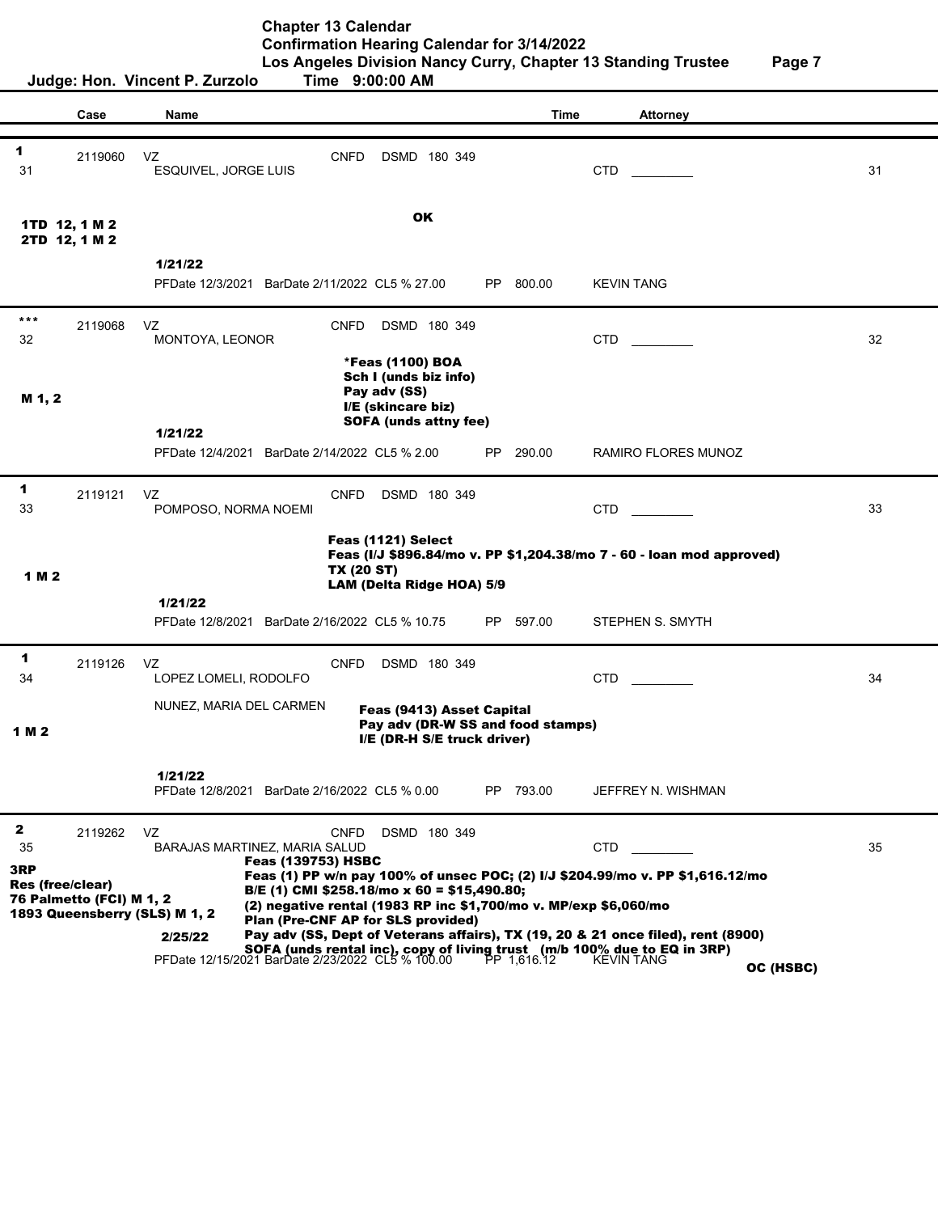# Chapter 13 Calendar

## Confirmation Hearing Calendar for 3/14/2022

## Los Angeles Division Nancy Curry, Chapter 13 Standing Trustee

**Judge: Hon. Vincent P. Zurzolo** Time 9:00:00 AM

| | Case | Name | | Time | Attorney | |
|---|---|---|---|---|---|---|
| **1** 31 | 2119060 | VZ ESQUIVEL, JORGE LUIS | CNFD DSMD 180 349 | | CTD ________ | 31 |
| **1TD 12, 1 M 2** **2TD 12, 1 M 2** | | **1/21/22** PFDate 12/3/2021 BarDate 2/11/2022 CL5 % 27.00 | **OK** | PP 800.00 | KEVIN TANG | |
| **\*\*\*** 32 | 2119068 | VZ MONTOYA, LEONOR | CNFD DSMD 180 349 | | CTD ________ | 32 |
| **M 1, 2** | | **1/21/22** PFDate 12/4/2021 BarDate 2/14/2022 CL5 % 2.00 | **\*Feas (1100) BOA** **Sch I (unds biz info)** **Pay adv (SS)** **I/E (skincare biz)** **SOFA (unds attny fee)** | PP 290.00 | RAMIRO FLORES MUNOZ | |
| **1** 33 | 2119121 | VZ POMPOSO, NORMA NOEMI | CNFD DSMD 180 349 | | CTD ________ | 33 |
| **1 M 2** | | **1/21/22** PFDate 12/8/2021 BarDate 2/16/2022 CL5 % 10.75 | **Feas (1121) Select** **Feas (I/J $896.84/mo v. PP $1,204.38/mo 7 - 60 - loan mod approved)** **TX (20 ST)** **LAM (Delta Ridge HOA) 5/9** | PP 597.00 | STEPHEN S. SMYTH | |
| **1** 34 | 2119126 | VZ LOPEZ LOMELI, RODOLFO NUNEZ, MARIA DEL CARMEN | CNFD DSMD 180 349 | | CTD ________ | 34 |
| **1 M 2** | | **1/21/22** PFDate 12/8/2021 BarDate 2/16/2022 CL5 % 0.00 | **Feas (9413) Asset Capital** **Pay adv (DR-W SS and food stamps)** **I/E (DR-H S/E truck driver)** | PP 793.00 | JEFFREY N. WISHMAN | |
| **2** 35 | 2119262 | VZ BARAJAS MARTINEZ, MARIA SALUD | CNFD DSMD 180 349 | | CTD ________ | 35 |
| **3RP** **Res (free/clear)** **76 Palmetto (FCI) M 1, 2** **1893 Queensberry (SLS) M 1, 2** | | **2/25/22** PFDate 12/15/2021 BarDate 2/23/2022 CL5 % 100.00 | **Feas (139753) HSBC** **Feas (1) PP w/n pay 100% of unsec POC; (2) I/J $204.99/mo v. PP $1,616.12/mo** **B/E (1) CMI $258.18/mo x 60 = $15,490.80;** **(2) negative rental (1983 RP inc $1,700/mo v. MP/exp $6,060/mo** **Plan (Pre-CNF AP for SLS provided)** **Pay adv (SS, Dept of Veterans affairs), TX (19, 20 & 21 once filed), rent (8900)** **SOFA (unds rental inc), copy of living trust (m/b 100% due to EQ in 3RP)** | PP 1,616.12 | KEVIN TANG **OC (HSBC)** | |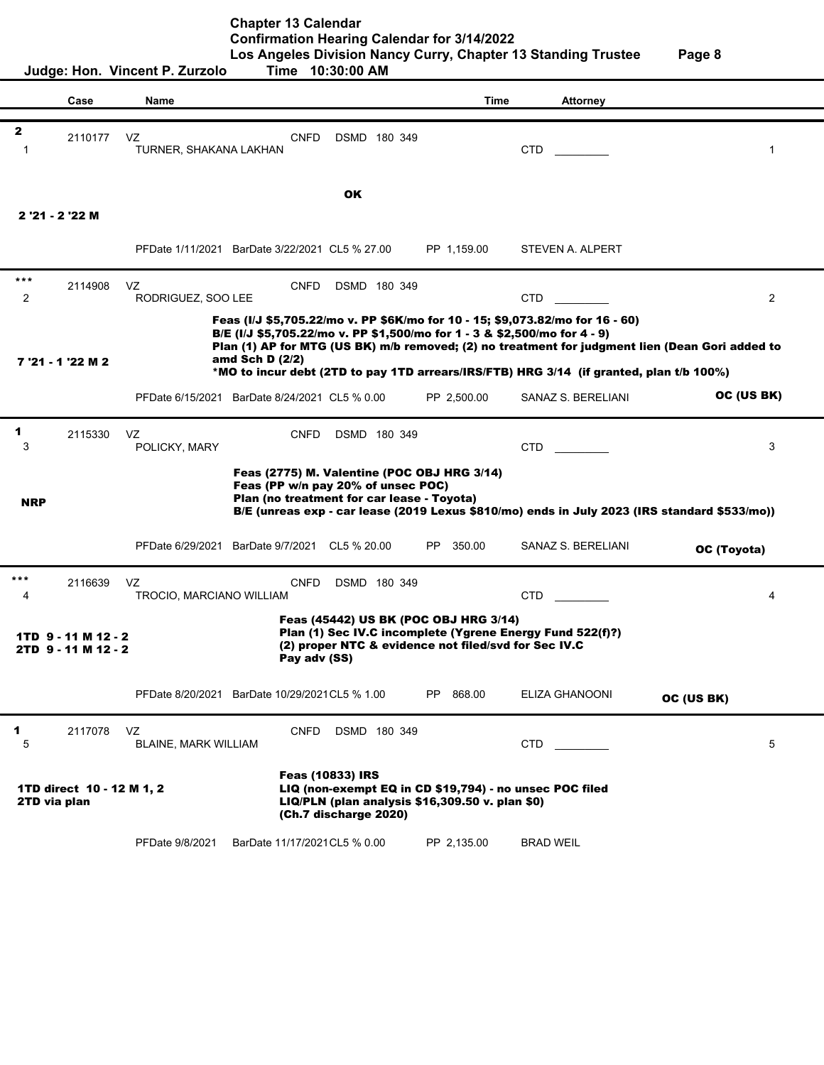**Chapter 13 Calendar**
**Confirmation Hearing Calendar for 3/14/2022**
**Los Angeles Division Nancy Curry, Chapter 13 Standing Trustee**

**Judge: Hon. Vincent P. Zurzolo** **Time 10:30:00 AM**

| Case | Name | Time | Attorney |
|---|---|---|---|

---

**2** 2110177 VZ CNFD DSMD 180 349 — **1**
TURNER, SHAKANA LAKHAN — CTD _________ — 1

**OK**

**2 '21 - 2 '22 M**

PFDate 1/11/2021 BarDate 3/22/2021 CL5 % 27.00 PP 1,159.00 STEVEN A. ALPERT

---

**\*\*\*** 2114908 VZ CNFD DSMD 180 349 — **2**
RODRIGUEZ, SOO LEE — CTD _________ — 2

**Feas (I/J $5,705.22/mo v. PP $6K/mo for 10 - 15; $9,073.82/mo for 16 - 60)**
**B/E (I/J $5,705.22/mo v. PP $1,500/mo for 1 - 3 & $2,500/mo for 4 - 9)**
**Plan (1) AP for MTG (US BK) m/b removed; (2) no treatment for judgment lien (Dean Gori added to amd Sch D (2/2)**
**\*MO to incur debt (2TD to pay 1TD arrears/IRS/FTB) HRG 3/14 (if granted, plan t/b 100%)**

**7 '21 - 1 '22 M 2**

PFDate 6/15/2021 BarDate 8/24/2021 CL5 % 0.00 PP 2,500.00 SANAZ S. BERELIANI **OC (US BK)**

---

**1** 2115330 VZ CNFD DSMD 180 349 — **3**
POLICKY, MARY — CTD _________ — 3

**Feas (2775) M. Valentine (POC OBJ HRG 3/14)**
**Feas (PP w/n pay 20% of unsec POC)**
**Plan (no treatment for car lease - Toyota)**
**B/E (unreas exp - car lease (2019 Lexus $810/mo) ends in July 2023 (IRS standard $533/mo))**

**NRP**

PFDate 6/29/2021 BarDate 9/7/2021 CL5 % 20.00 PP 350.00 SANAZ S. BERELIANI **OC (Toyota)**

---

**\*\*\*** 2116639 VZ CNFD DSMD 180 349 — **4**
TROCIO, MARCIANO WILLIAM — CTD _________ — 4

**Feas (45442) US BK (POC OBJ HRG 3/14)**
**Plan (1) Sec IV.C incomplete (Ygrene Energy Fund 522(f)?)**
**(2) proper NTC & evidence not filed/svd for Sec IV.C**
**Pay adv (SS)**

**1TD 9 - 11 M 12 - 2**
**2TD 9 - 11 M 12 - 2**

PFDate 8/20/2021 BarDate 10/29/2021 CL5 % 1.00 PP 868.00 ELIZA GHANOONI **OC (US BK)**

---

**1** 2117078 VZ CNFD DSMD 180 349 — **5**
BLAINE, MARK WILLIAM — CTD _________ — 5

**Feas (10833) IRS**
**LIQ (non-exempt EQ in CD $19,794) - no unsec POC filed**
**LIQ/PLN (plan analysis $16,309.50 v. plan $0)**
**(Ch.7 discharge 2020)**

**1TD direct 10 - 12 M 1, 2**
**2TD via plan**

PFDate 9/8/2021 BarDate 11/17/2021 CL5 % 0.00 PP 2,135.00 BRAD WEIL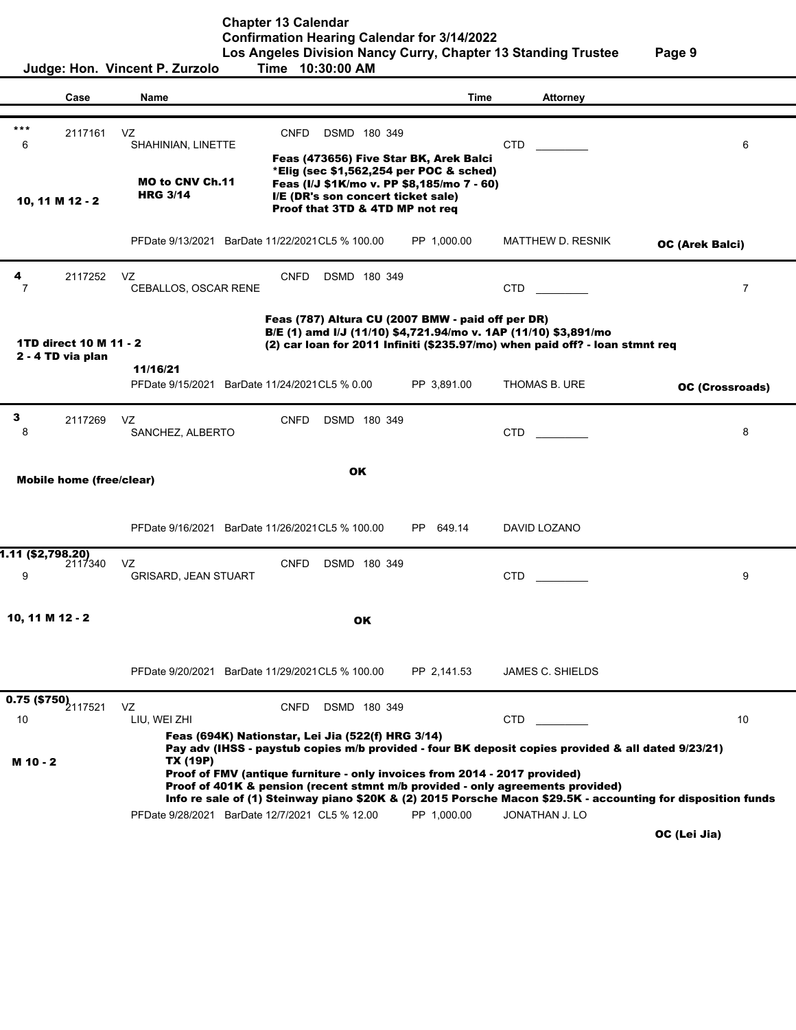# Chapter 13 Calendar

## Confirmation Hearing Calendar for 3/14/2022

**Los Angeles Division Nancy Curry, Chapter 13 Standing Trustee**

**Judge: Hon. Vincent P. Zurzolo Time 10:30:00 AM**

| Case | Name | | Time | Attorney | |
|---|---|---|---|---|---|

---

**\*\*\*** 6 — 2117161 VZ — SHAHINIAN, LINETTE — CNFD DSMD 180 349 — CTD ________ — 6

**10, 11 M 12 - 2**

**MO to CNV Ch.11 HRG 3/14**

**Feas (473656) Five Star BK, Arek Balci**
**\*Elig (sec $1,562,254 per POC & sched)**
**Feas (I/J $1K/mo v. PP $8,185/mo 7 - 60)**
**I/E (DR's son concert ticket sale)**
**Proof that 3TD & 4TD MP not req**

PFDate 9/13/2021 BarDate 11/22/2021 CL5 % 100.00 PP 1,000.00 MATTHEW D. RESNIK **OC (Arek Balci)**

---

**4** 7 — 2117252 VZ — CEBALLOS, OSCAR RENE — CNFD DSMD 180 349 — CTD ________ — 7

**1TD direct 10 M 11 - 2**
**2 - 4 TD via plan**

**11/16/21**

**Feas (787) Altura CU (2007 BMW - paid off per DR)**
**B/E (1) amd I/J (11/10) $4,721.94/mo v. 1AP (11/10) $3,891/mo**
**(2) car loan for 2011 Infiniti ($235.97/mo) when paid off? - loan stmnt req**

PFDate 9/15/2021 BarDate 11/24/2021 CL5 % 0.00 PP 3,891.00 THOMAS B. URE **OC (Crossroads)**

---

**3** 8 — 2117269 VZ — SANCHEZ, ALBERTO — CNFD DSMD 180 349 — CTD ________ — 8

**Mobile home (free/clear)**

**OK**

PFDate 9/16/2021 BarDate 11/26/2021 CL5 % 100.00 PP 649.14 DAVID LOZANO

---

**1.11 ($2,798.20)** 9 — 2117340 VZ — GRISARD, JEAN STUART — CNFD DSMD 180 349 — CTD ________ — 9

**10, 11 M 12 - 2**

**OK**

PFDate 9/20/2021 BarDate 11/29/2021 CL5 % 100.00 PP 2,141.53 JAMES C. SHIELDS

---

**0.75 ($750)** 10 — 2117521 VZ — LIU, WEI ZHI — CNFD DSMD 180 349 — CTD ________ — 10

**M 10 - 2**

**Feas (694K) Nationstar, Lei Jia (522(f) HRG 3/14)**
**Pay adv (IHSS - paystub copies m/b provided - four BK deposit copies provided & all dated 9/23/21)**
**TX (19P)**
**Proof of FMV (antique furniture - only invoices from 2014 - 2017 provided)**
**Proof of 401K & pension (recent stmnt m/b provided - only agreements provided)**
**Info re sale of (1) Steinway piano $20K & (2) 2015 Porsche Macon $29.5K - accounting for disposition funds**

PFDate 9/28/2021 BarDate 12/7/2021 CL5 % 12.00 PP 1,000.00 JONATHAN J. LO

**OC (Lei Jia)**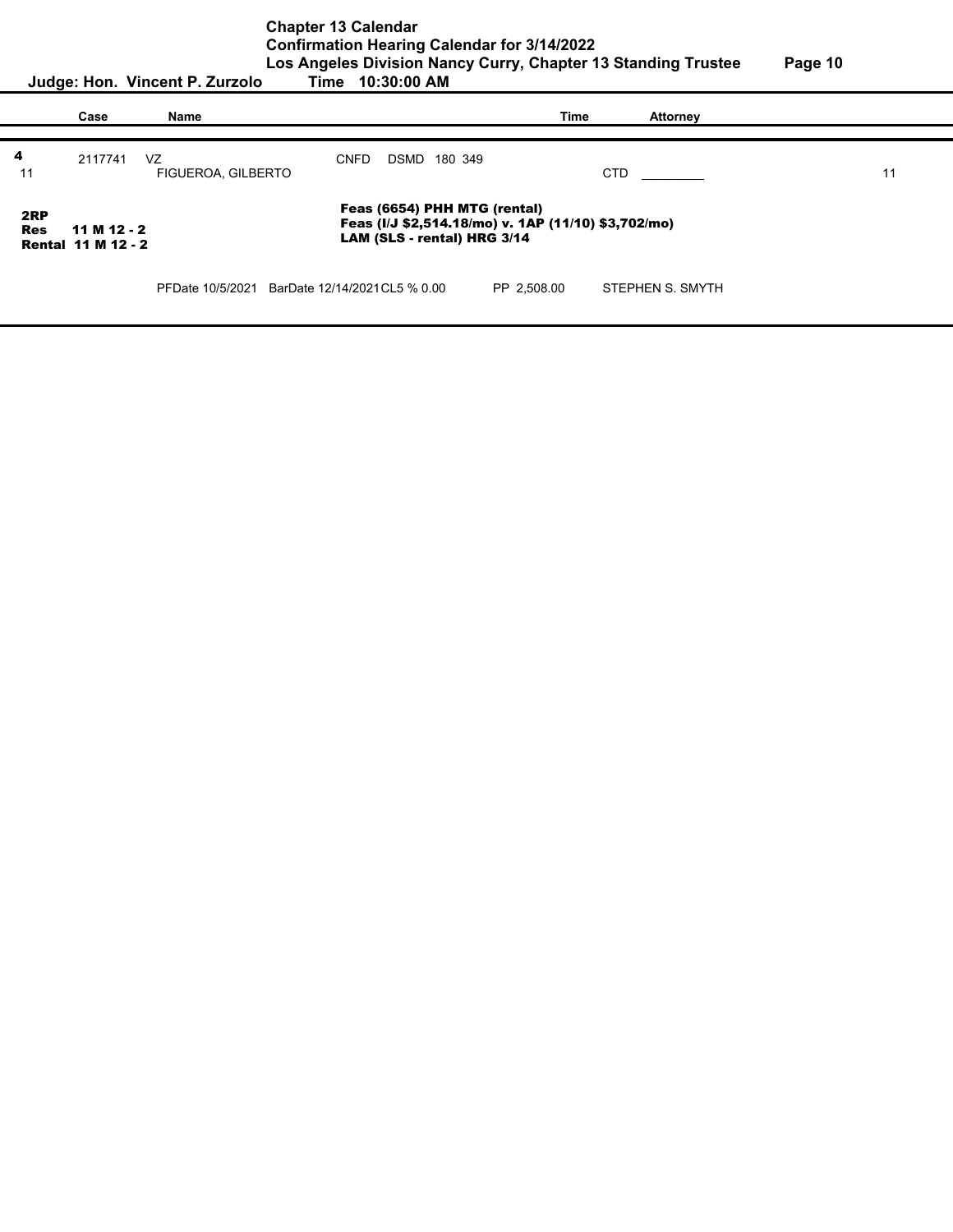# Chapter 13 Calendar

## Confirmation Hearing Calendar for 3/14/2022

### Los Angeles Division Nancy Curry, Chapter 13 Standing Trustee

**Judge: Hon. Vincent P. Zurzolo** **Time 10:30:00 AM**

| Case | Name | | Time | Attorney | |
|---|---|---|---|---|---|
| **4** 2117741 | VZ | CNFD DSMD 180 349 | | | |
| 11 | FIGUEROA, GILBERTO | | CTD | _________ | 11 |

**2RP**
**Res 11 M 12 - 2**
**Rental 11 M 12 - 2**

**Feas (6654) PHH MTG (rental)**
**Feas (I/J $2,514.18/mo) v. 1AP (11/10) $3,702/mo)**
**LAM (SLS - rental) HRG 3/14**

PFDate 10/5/2021 BarDate 12/14/2021 CL5 % 0.00 PP 2,508.00 STEPHEN S. SMYTH